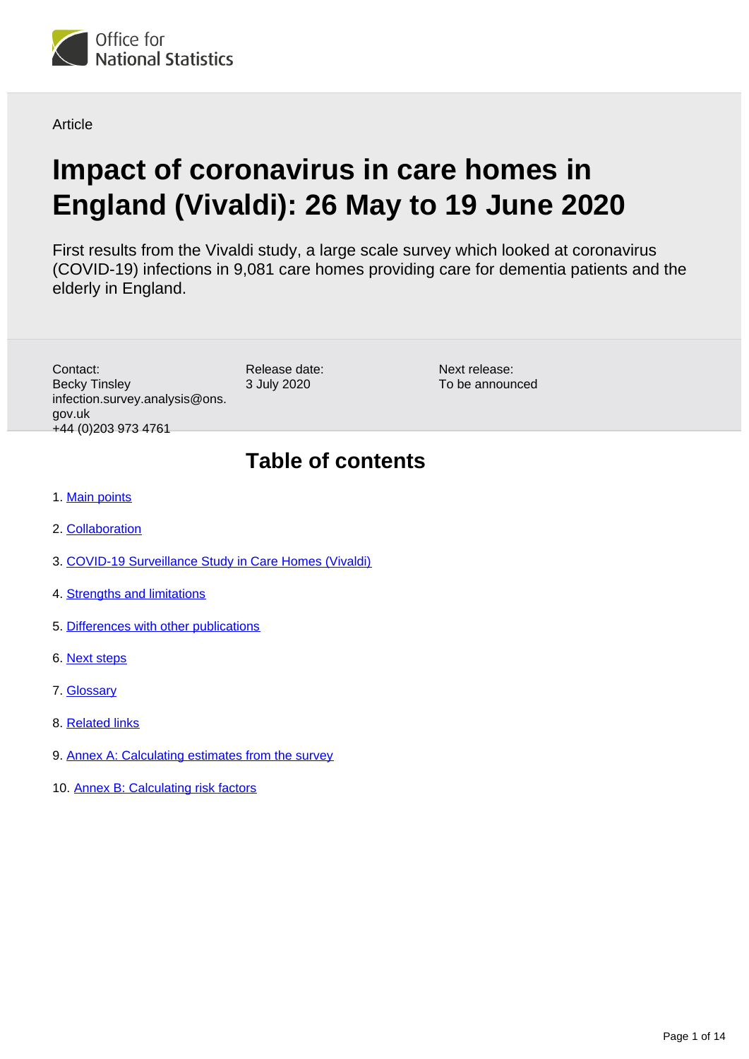Office for National Statistics

Article

# Impact of coronavirus in care homes in England (Vivaldi): 26 May to 19 June 2020

First results from the Vivaldi study, a large scale survey which looked at coronavirus (COVID-19) infections in 9,081 care homes providing care for dementia patients and the elderly in England.

Contact:
Becky Tinsley
infection.survey.analysis@ons.gov.uk
+44 (0)203 973 4761

Release date:
3 July 2020

Next release:
To be announced

## Table of contents

1. Main points
2. Collaboration
3. COVID-19 Surveillance Study in Care Homes (Vivaldi)
4. Strengths and limitations
5. Differences with other publications
6. Next steps
7. Glossary
8. Related links
9. Annex A: Calculating estimates from the survey
10. Annex B: Calculating risk factors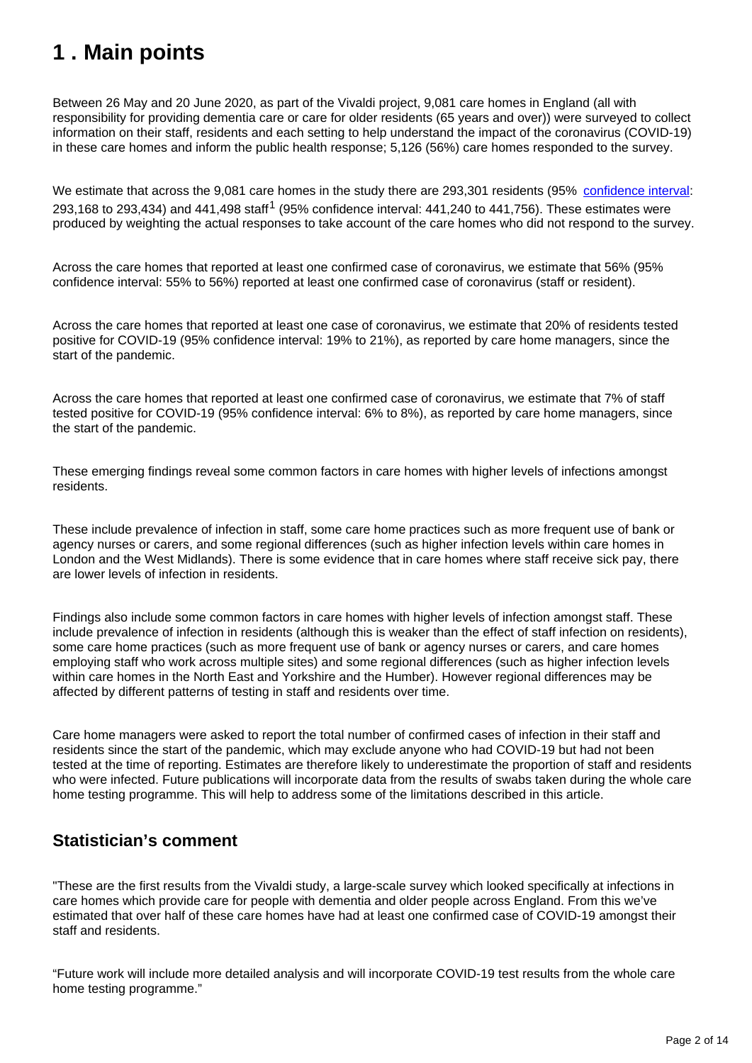# 1 . Main points

Between 26 May and 20 June 2020, as part of the Vivaldi project, 9,081 care homes in England (all with responsibility for providing dementia care or care for older residents (65 years and over)) were surveyed to collect information on their staff, residents and each setting to help understand the impact of the coronavirus (COVID-19) in these care homes and inform the public health response; 5,126 (56%) care homes responded to the survey.

We estimate that across the 9,081 care homes in the study there are 293,301 residents (95% confidence interval: 293,168 to 293,434) and 441,498 staff[1] (95% confidence interval: 441,240 to 441,756). These estimates were produced by weighting the actual responses to take account of the care homes who did not respond to the survey.

Across the care homes that reported at least one confirmed case of coronavirus, we estimate that 56% (95% confidence interval: 55% to 56%) reported at least one confirmed case of coronavirus (staff or resident).

Across the care homes that reported at least one case of coronavirus, we estimate that 20% of residents tested positive for COVID-19 (95% confidence interval: 19% to 21%), as reported by care home managers, since the start of the pandemic.

Across the care homes that reported at least one confirmed case of coronavirus, we estimate that 7% of staff tested positive for COVID-19 (95% confidence interval: 6% to 8%), as reported by care home managers, since the start of the pandemic.

These emerging findings reveal some common factors in care homes with higher levels of infections amongst residents.

These include prevalence of infection in staff, some care home practices such as more frequent use of bank or agency nurses or carers, and some regional differences (such as higher infection levels within care homes in London and the West Midlands). There is some evidence that in care homes where staff receive sick pay, there are lower levels of infection in residents.

Findings also include some common factors in care homes with higher levels of infection amongst staff. These include prevalence of infection in residents (although this is weaker than the effect of staff infection on residents), some care home practices (such as more frequent use of bank or agency nurses or carers, and care homes employing staff who work across multiple sites) and some regional differences (such as higher infection levels within care homes in the North East and Yorkshire and the Humber). However regional differences may be affected by different patterns of testing in staff and residents over time.

Care home managers were asked to report the total number of confirmed cases of infection in their staff and residents since the start of the pandemic, which may exclude anyone who had COVID-19 but had not been tested at the time of reporting. Estimates are therefore likely to underestimate the proportion of staff and residents who were infected. Future publications will incorporate data from the results of swabs taken during the whole care home testing programme. This will help to address some of the limitations described in this article.

## Statistician's comment

"These are the first results from the Vivaldi study, a large-scale survey which looked specifically at infections in care homes which provide care for people with dementia and older people across England. From this we've estimated that over half of these care homes have had at least one confirmed case of COVID-19 amongst their staff and residents.

"Future work will include more detailed analysis and will incorporate COVID-19 test results from the whole care home testing programme."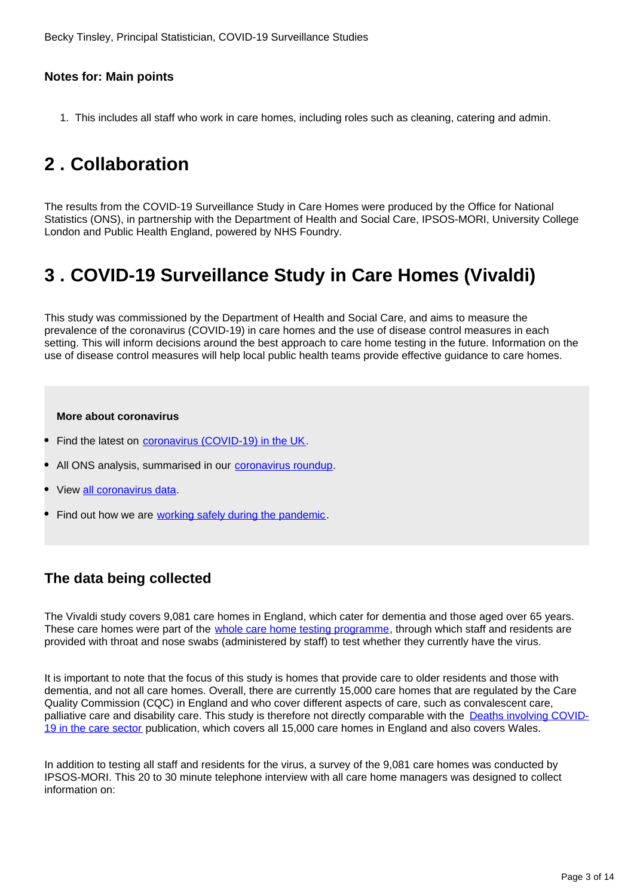Becky Tinsley, Principal Statistician, COVID-19 Surveillance Studies

#### Notes for: Main points

1. This includes all staff who work in care homes, including roles such as cleaning, catering and admin.

## 2 . Collaboration

The results from the COVID-19 Surveillance Study in Care Homes were produced by the Office for National Statistics (ONS), in partnership with the Department of Health and Social Care, IPSOS-MORI, University College London and Public Health England, powered by NHS Foundry.

## 3 . COVID-19 Surveillance Study in Care Homes (Vivaldi)

This study was commissioned by the Department of Health and Social Care, and aims to measure the prevalence of the coronavirus (COVID-19) in care homes and the use of disease control measures in each setting. This will inform decisions around the best approach to care home testing in the future. Information on the use of disease control measures will help local public health teams provide effective guidance to care homes.

**More about coronavirus**

- Find the latest on coronavirus (COVID-19) in the UK.
- All ONS analysis, summarised in our coronavirus roundup.
- View all coronavirus data.
- Find out how we are working safely during the pandemic.

### The data being collected

The Vivaldi study covers 9,081 care homes in England, which cater for dementia and those aged over 65 years. These care homes were part of the whole care home testing programme, through which staff and residents are provided with throat and nose swabs (administered by staff) to test whether they currently have the virus.

It is important to note that the focus of this study is homes that provide care to older residents and those with dementia, and not all care homes. Overall, there are currently 15,000 care homes that are regulated by the Care Quality Commission (CQC) in England and who cover different aspects of care, such as convalescent care, palliative care and disability care. This study is therefore not directly comparable with the Deaths involving COVID-19 in the care sector publication, which covers all 15,000 care homes in England and also covers Wales.

In addition to testing all staff and residents for the virus, a survey of the 9,081 care homes was conducted by IPSOS-MORI. This 20 to 30 minute telephone interview with all care home managers was designed to collect information on: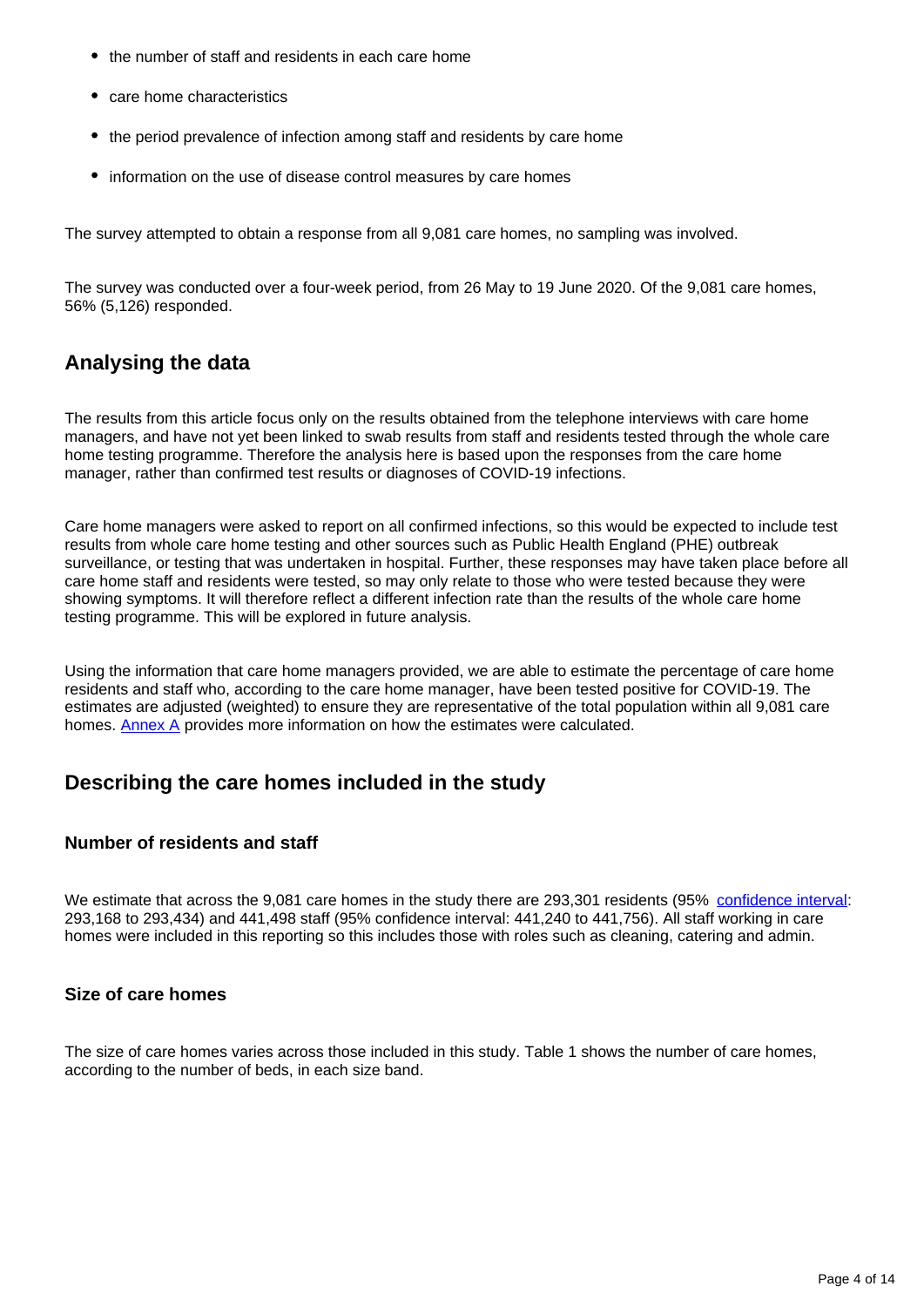- the number of staff and residents in each care home
- care home characteristics
- the period prevalence of infection among staff and residents by care home
- information on the use of disease control measures by care homes

The survey attempted to obtain a response from all 9,081 care homes, no sampling was involved.

The survey was conducted over a four-week period, from 26 May to 19 June 2020. Of the 9,081 care homes, 56% (5,126) responded.

## Analysing the data

The results from this article focus only on the results obtained from the telephone interviews with care home managers, and have not yet been linked to swab results from staff and residents tested through the whole care home testing programme. Therefore the analysis here is based upon the responses from the care home manager, rather than confirmed test results or diagnoses of COVID-19 infections.

Care home managers were asked to report on all confirmed infections, so this would be expected to include test results from whole care home testing and other sources such as Public Health England (PHE) outbreak surveillance, or testing that was undertaken in hospital. Further, these responses may have taken place before all care home staff and residents were tested, so may only relate to those who were tested because they were showing symptoms. It will therefore reflect a different infection rate than the results of the whole care home testing programme. This will be explored in future analysis.

Using the information that care home managers provided, we are able to estimate the percentage of care home residents and staff who, according to the care home manager, have been tested positive for COVID-19. The estimates are adjusted (weighted) to ensure they are representative of the total population within all 9,081 care homes. Annex A provides more information on how the estimates were calculated.

## Describing the care homes included in the study

### Number of residents and staff

We estimate that across the 9,081 care homes in the study there are 293,301 residents (95% confidence interval: 293,168 to 293,434) and 441,498 staff (95% confidence interval: 441,240 to 441,756). All staff working in care homes were included in this reporting so this includes those with roles such as cleaning, catering and admin.

### Size of care homes

The size of care homes varies across those included in this study. Table 1 shows the number of care homes, according to the number of beds, in each size band.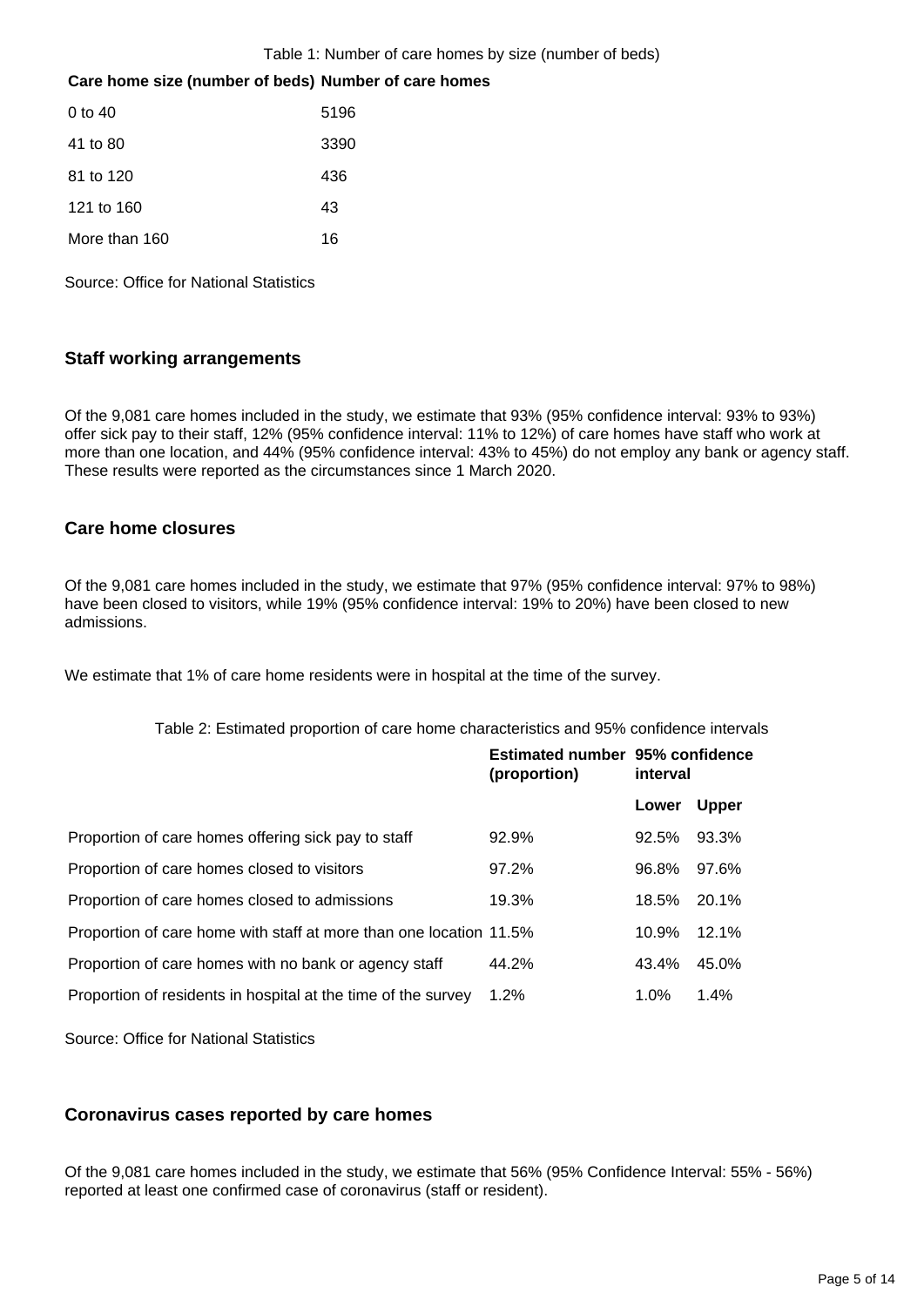Table 1: Number of care homes by size (number of beds)

| Care home size (number of beds) | Number of care homes |
|---|---|
| 0 to 40 | 5196 |
| 41 to 80 | 3390 |
| 81 to 120 | 436 |
| 121 to 160 | 43 |
| More than 160 | 16 |

Source: Office for National Statistics

### Staff working arrangements

Of the 9,081 care homes included in the study, we estimate that 93% (95% confidence interval: 93% to 93%) offer sick pay to their staff, 12% (95% confidence interval: 11% to 12%) of care homes have staff who work at more than one location, and 44% (95% confidence interval: 43% to 45%) do not employ any bank or agency staff. These results were reported as the circumstances since 1 March 2020.

### Care home closures

Of the 9,081 care homes included in the study, we estimate that 97% (95% confidence interval: 97% to 98%) have been closed to visitors, while 19% (95% confidence interval: 19% to 20%) have been closed to new admissions.

We estimate that 1% of care home residents were in hospital at the time of the survey.

Table 2: Estimated proportion of care home characteristics and 95% confidence intervals

| | Estimated number (proportion) | 95% confidence interval | |
|---|---|---|---|
| | | Lower | Upper |
| Proportion of care homes offering sick pay to staff | 92.9% | 92.5% | 93.3% |
| Proportion of care homes closed to visitors | 97.2% | 96.8% | 97.6% |
| Proportion of care homes closed to admissions | 19.3% | 18.5% | 20.1% |
| Proportion of care home with staff at more than one location | 11.5% | 10.9% | 12.1% |
| Proportion of care homes with no bank or agency staff | 44.2% | 43.4% | 45.0% |
| Proportion of residents in hospital at the time of the survey | 1.2% | 1.0% | 1.4% |

Source: Office for National Statistics

### Coronavirus cases reported by care homes

Of the 9,081 care homes included in the study, we estimate that 56% (95% Confidence Interval: 55% - 56%) reported at least one confirmed case of coronavirus (staff or resident).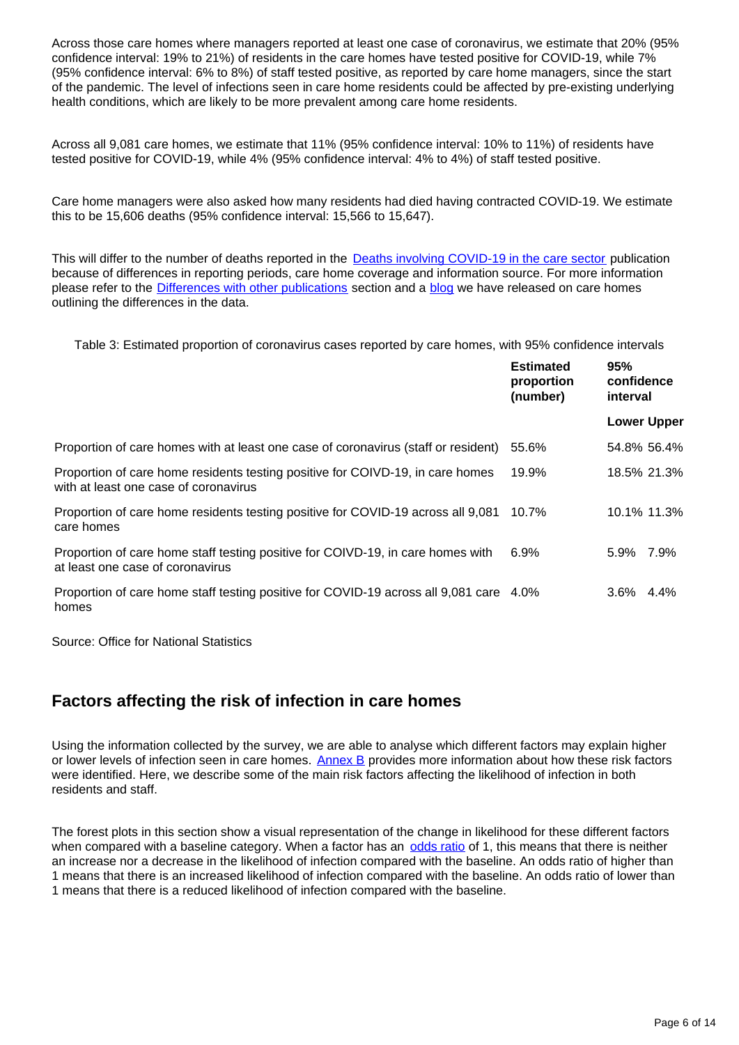Across those care homes where managers reported at least one case of coronavirus, we estimate that 20% (95% confidence interval: 19% to 21%) of residents in the care homes have tested positive for COVID-19, while 7% (95% confidence interval: 6% to 8%) of staff tested positive, as reported by care home managers, since the start of the pandemic. The level of infections seen in care home residents could be affected by pre-existing underlying health conditions, which are likely to be more prevalent among care home residents.

Across all 9,081 care homes, we estimate that 11% (95% confidence interval: 10% to 11%) of residents have tested positive for COVID-19, while 4% (95% confidence interval: 4% to 4%) of staff tested positive.

Care home managers were also asked how many residents had died having contracted COVID-19. We estimate this to be 15,606 deaths (95% confidence interval: 15,566 to 15,647).

This will differ to the number of deaths reported in the Deaths involving COVID-19 in the care sector publication because of differences in reporting periods, care home coverage and information source. For more information please refer to the Differences with other publications section and a blog we have released on care homes outlining the differences in the data.

Table 3: Estimated proportion of coronavirus cases reported by care homes, with 95% confidence intervals

| | Estimated proportion (number) | 95% confidence interval | |
|---|---|---|---|
| | | Lower | Upper |
| Proportion of care homes with at least one case of coronavirus (staff or resident) | 55.6% | 54.8% | 56.4% |
| Proportion of care home residents testing positive for COIVD-19, in care homes with at least one case of coronavirus | 19.9% | 18.5% | 21.3% |
| Proportion of care home residents testing positive for COVID-19 across all 9,081 care homes | 10.7% | 10.1% | 11.3% |
| Proportion of care home staff testing positive for COIVD-19, in care homes with at least one case of coronavirus | 6.9% | 5.9% | 7.9% |
| Proportion of care home staff testing positive for COVID-19 across all 9,081 care homes | 4.0% | 3.6% | 4.4% |

Source: Office for National Statistics

## Factors affecting the risk of infection in care homes

Using the information collected by the survey, we are able to analyse which different factors may explain higher or lower levels of infection seen in care homes. Annex B provides more information about how these risk factors were identified. Here, we describe some of the main risk factors affecting the likelihood of infection in both residents and staff.

The forest plots in this section show a visual representation of the change in likelihood for these different factors when compared with a baseline category. When a factor has an odds ratio of 1, this means that there is neither an increase nor a decrease in the likelihood of infection compared with the baseline. An odds ratio of higher than 1 means that there is an increased likelihood of infection compared with the baseline. An odds ratio of lower than 1 means that there is a reduced likelihood of infection compared with the baseline.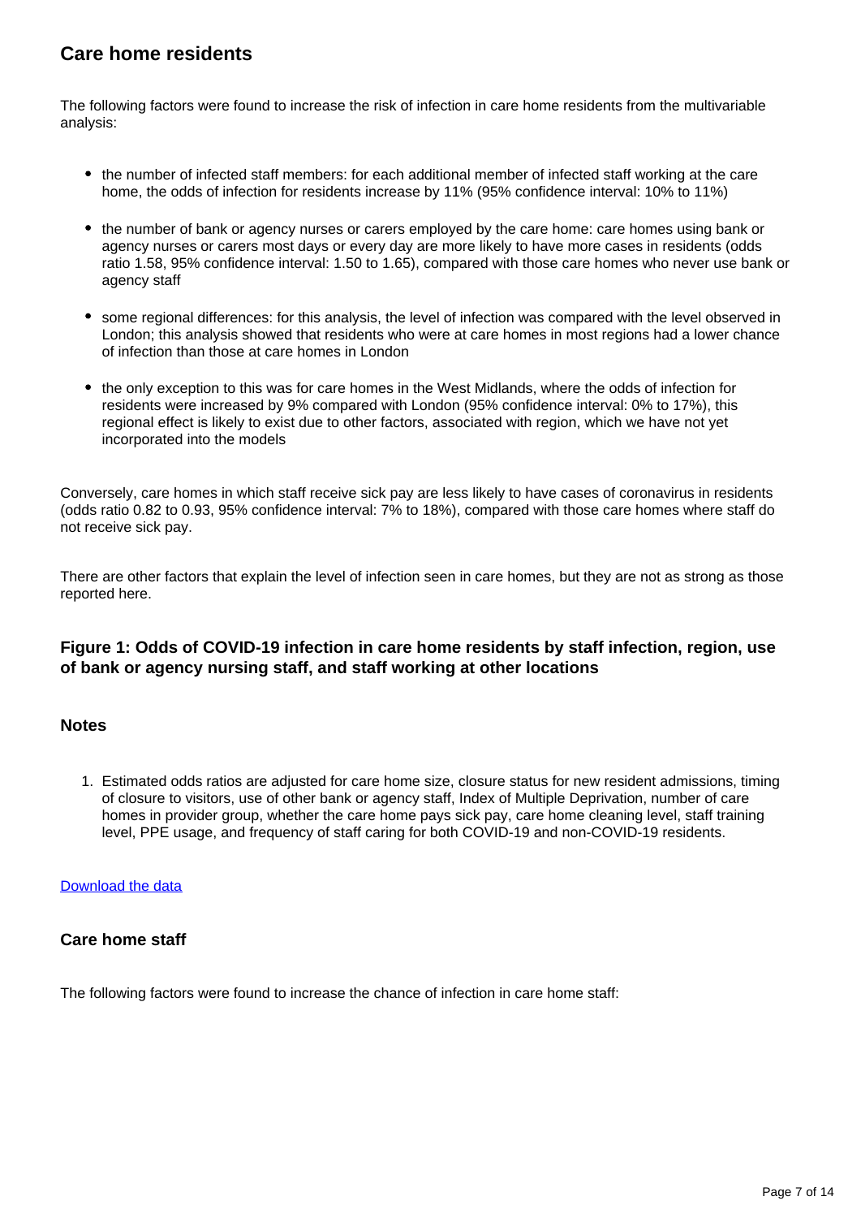## Care home residents

The following factors were found to increase the risk of infection in care home residents from the multivariable analysis:

- the number of infected staff members: for each additional member of infected staff working at the care home, the odds of infection for residents increase by 11% (95% confidence interval: 10% to 11%)

- the number of bank or agency nurses or carers employed by the care home: care homes using bank or agency nurses or carers most days or every day are more likely to have more cases in residents (odds ratio 1.58, 95% confidence interval: 1.50 to 1.65), compared with those care homes who never use bank or agency staff

- some regional differences: for this analysis, the level of infection was compared with the level observed in London; this analysis showed that residents who were at care homes in most regions had a lower chance of infection than those at care homes in London

- the only exception to this was for care homes in the West Midlands, where the odds of infection for residents were increased by 9% compared with London (95% confidence interval: 0% to 17%), this regional effect is likely to exist due to other factors, associated with region, which we have not yet incorporated into the models

Conversely, care homes in which staff receive sick pay are less likely to have cases of coronavirus in residents (odds ratio 0.82 to 0.93, 95% confidence interval: 7% to 18%), compared with those care homes where staff do not receive sick pay.

There are other factors that explain the level of infection seen in care homes, but they are not as strong as those reported here.

### Figure 1: Odds of COVID-19 infection in care home residents by staff infection, region, use of bank or agency nursing staff, and staff working at other locations

#### Notes

1. Estimated odds ratios are adjusted for care home size, closure status for new resident admissions, timing of closure to visitors, use of other bank or agency staff, Index of Multiple Deprivation, number of care homes in provider group, whether the care home pays sick pay, care home cleaning level, staff training level, PPE usage, and frequency of staff caring for both COVID-19 and non-COVID-19 residents.

[Download the data]

### Care home staff

The following factors were found to increase the chance of infection in care home staff: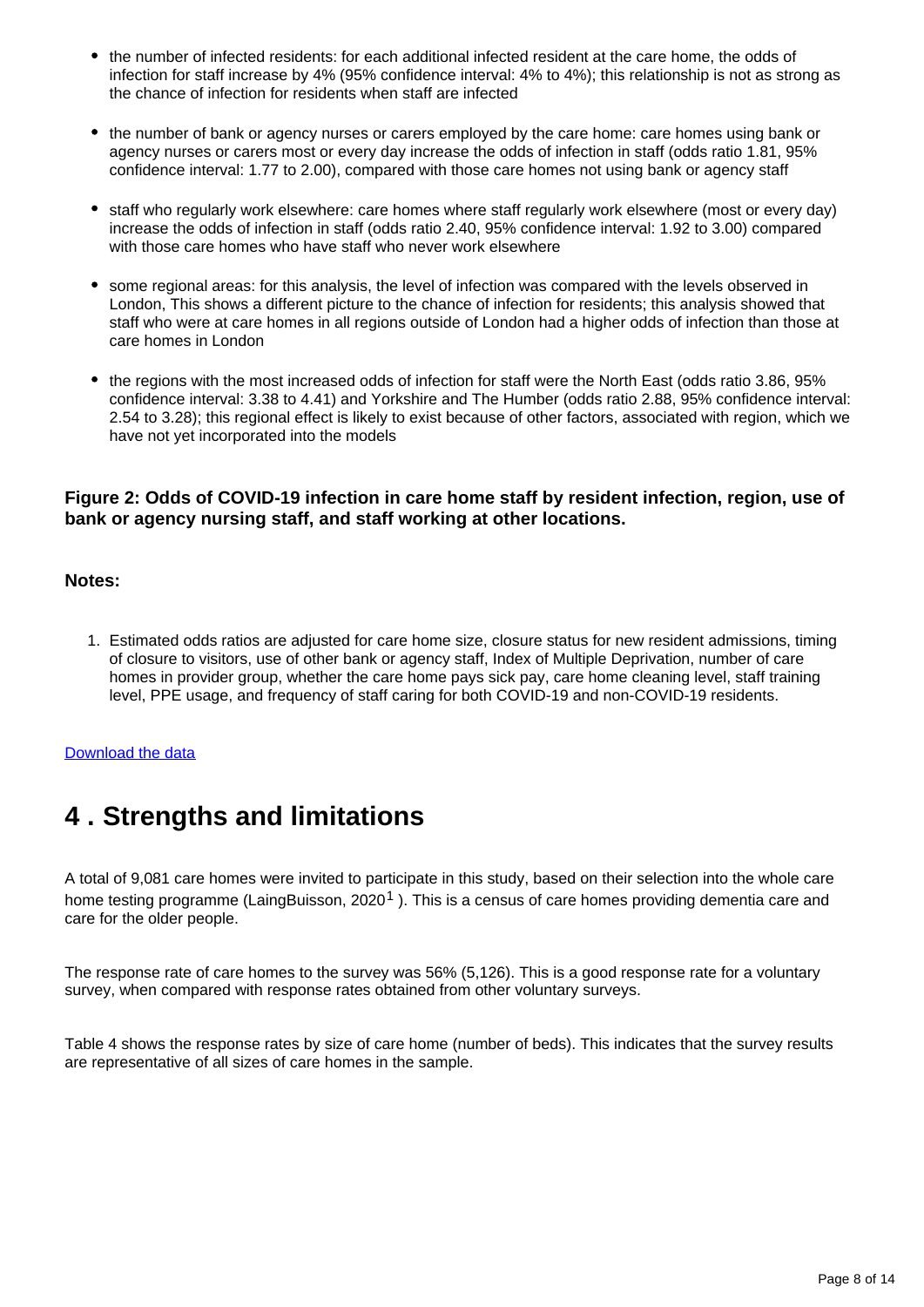- the number of infected residents: for each additional infected resident at the care home, the odds of infection for staff increase by 4% (95% confidence interval: 4% to 4%); this relationship is not as strong as the chance of infection for residents when staff are infected

- the number of bank or agency nurses or carers employed by the care home: care homes using bank or agency nurses or carers most or every day increase the odds of infection in staff (odds ratio 1.81, 95% confidence interval: 1.77 to 2.00), compared with those care homes not using bank or agency staff

- staff who regularly work elsewhere: care homes where staff regularly work elsewhere (most or every day) increase the odds of infection in staff (odds ratio 2.40, 95% confidence interval: 1.92 to 3.00) compared with those care homes who have staff who never work elsewhere

- some regional areas: for this analysis, the level of infection was compared with the levels observed in London, This shows a different picture to the chance of infection for residents; this analysis showed that staff who were at care homes in all regions outside of London had a higher odds of infection than those at care homes in London

- the regions with the most increased odds of infection for staff were the North East (odds ratio 3.86, 95% confidence interval: 3.38 to 4.41) and Yorkshire and The Humber (odds ratio 2.88, 95% confidence interval: 2.54 to 3.28); this regional effect is likely to exist because of other factors, associated with region, which we have not yet incorporated into the models

**Figure 2: Odds of COVID-19 infection in care home staff by resident infection, region, use of bank or agency nursing staff, and staff working at other locations.**

**Notes:**

1. Estimated odds ratios are adjusted for care home size, closure status for new resident admissions, timing of closure to visitors, use of other bank or agency staff, Index of Multiple Deprivation, number of care homes in provider group, whether the care home pays sick pay, care home cleaning level, staff training level, PPE usage, and frequency of staff caring for both COVID-19 and non-COVID-19 residents.

Download the data

## 4 . Strengths and limitations

A total of 9,081 care homes were invited to participate in this study, based on their selection into the whole care home testing programme (LaingBuisson, 2020[1] ). This is a census of care homes providing dementia care and care for the older people.

The response rate of care homes to the survey was 56% (5,126). This is a good response rate for a voluntary survey, when compared with response rates obtained from other voluntary surveys.

Table 4 shows the response rates by size of care home (number of beds). This indicates that the survey results are representative of all sizes of care homes in the sample.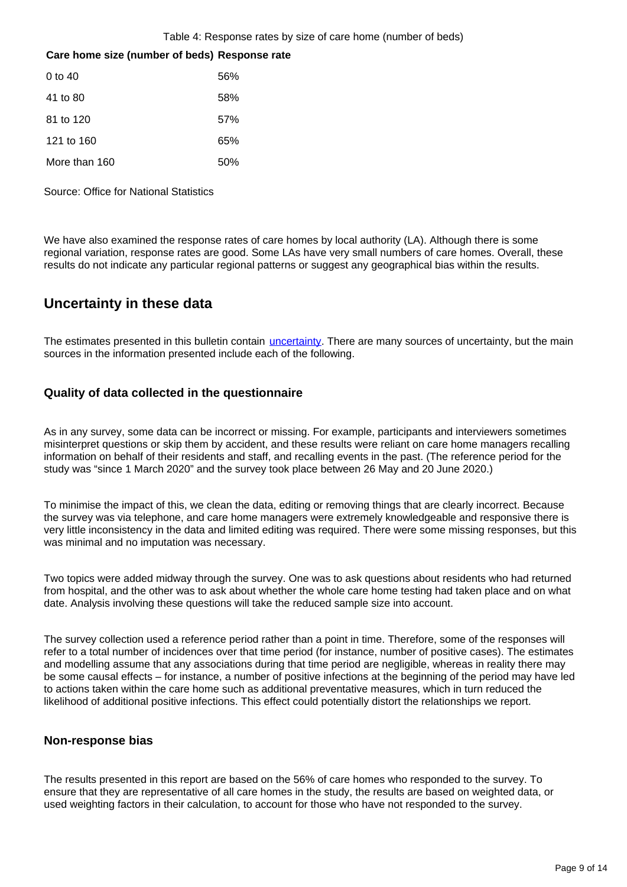Table 4: Response rates by size of care home (number of beds)

| Care home size (number of beds) | Response rate |
|---|---|
| 0 to 40 | 56% |
| 41 to 80 | 58% |
| 81 to 120 | 57% |
| 121 to 160 | 65% |
| More than 160 | 50% |

Source: Office for National Statistics

We have also examined the response rates of care homes by local authority (LA). Although there is some regional variation, response rates are good. Some LAs have very small numbers of care homes. Overall, these results do not indicate any particular regional patterns or suggest any geographical bias within the results.

## Uncertainty in these data

The estimates presented in this bulletin contain uncertainty. There are many sources of uncertainty, but the main sources in the information presented include each of the following.

### Quality of data collected in the questionnaire

As in any survey, some data can be incorrect or missing. For example, participants and interviewers sometimes misinterpret questions or skip them by accident, and these results were reliant on care home managers recalling information on behalf of their residents and staff, and recalling events in the past. (The reference period for the study was "since 1 March 2020" and the survey took place between 26 May and 20 June 2020.)

To minimise the impact of this, we clean the data, editing or removing things that are clearly incorrect. Because the survey was via telephone, and care home managers were extremely knowledgeable and responsive there is very little inconsistency in the data and limited editing was required. There were some missing responses, but this was minimal and no imputation was necessary.

Two topics were added midway through the survey. One was to ask questions about residents who had returned from hospital, and the other was to ask about whether the whole care home testing had taken place and on what date. Analysis involving these questions will take the reduced sample size into account.

The survey collection used a reference period rather than a point in time. Therefore, some of the responses will refer to a total number of incidences over that time period (for instance, number of positive cases). The estimates and modelling assume that any associations during that time period are negligible, whereas in reality there may be some causal effects – for instance, a number of positive infections at the beginning of the period may have led to actions taken within the care home such as additional preventative measures, which in turn reduced the likelihood of additional positive infections. This effect could potentially distort the relationships we report.

### Non-response bias

The results presented in this report are based on the 56% of care homes who responded to the survey. To ensure that they are representative of all care homes in the study, the results are based on weighted data, or used weighting factors in their calculation, to account for those who have not responded to the survey.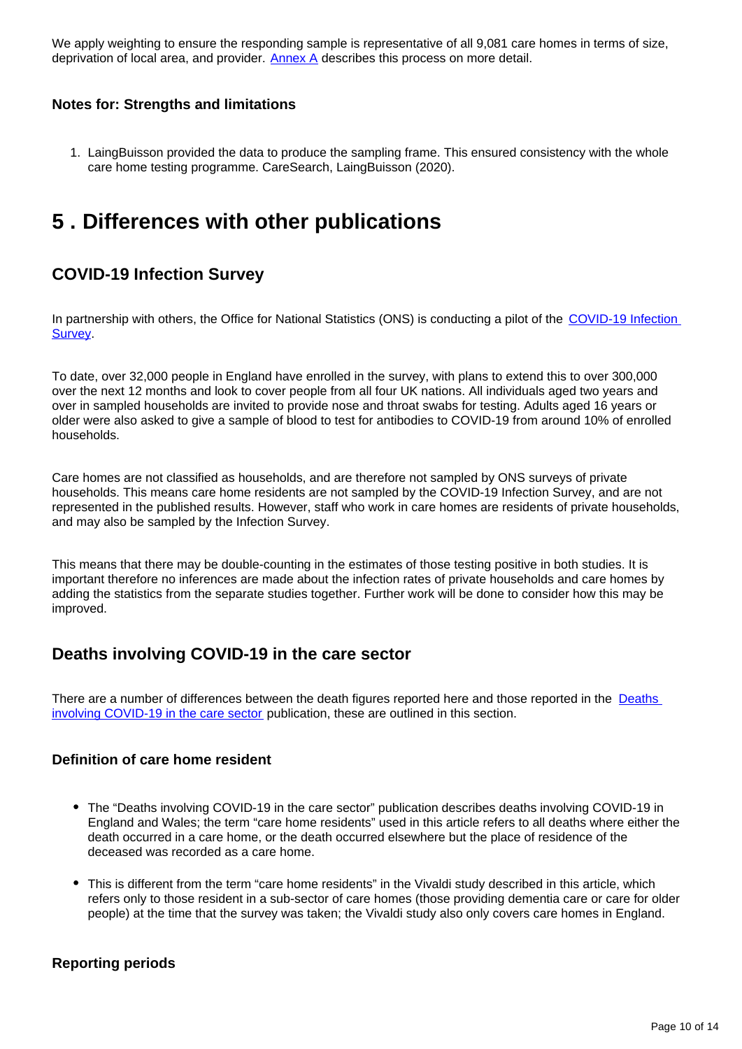We apply weighting to ensure the responding sample is representative of all 9,081 care homes in terms of size, deprivation of local area, and provider. [Annex A](#) describes this process on more detail.

### Notes for: Strengths and limitations

1. LaingBuisson provided the data to produce the sampling frame. This ensured consistency with the whole care home testing programme. CareSearch, LaingBuisson (2020).

# 5 . Differences with other publications

## COVID-19 Infection Survey

In partnership with others, the Office for National Statistics (ONS) is conducting a pilot of the [COVID-19 Infection Survey](#).

To date, over 32,000 people in England have enrolled in the survey, with plans to extend this to over 300,000 over the next 12 months and look to cover people from all four UK nations. All individuals aged two years and over in sampled households are invited to provide nose and throat swabs for testing. Adults aged 16 years or older were also asked to give a sample of blood to test for antibodies to COVID-19 from around 10% of enrolled households.

Care homes are not classified as households, and are therefore not sampled by ONS surveys of private households. This means care home residents are not sampled by the COVID-19 Infection Survey, and are not represented in the published results. However, staff who work in care homes are residents of private households, and may also be sampled by the Infection Survey.

This means that there may be double-counting in the estimates of those testing positive in both studies. It is important therefore no inferences are made about the infection rates of private households and care homes by adding the statistics from the separate studies together. Further work will be done to consider how this may be improved.

## Deaths involving COVID-19 in the care sector

There are a number of differences between the death figures reported here and those reported in the [Deaths involving COVID-19 in the care sector](#) publication, these are outlined in this section.

### Definition of care home resident

- The "Deaths involving COVID-19 in the care sector" publication describes deaths involving COVID-19 in England and Wales; the term "care home residents" used in this article refers to all deaths where either the death occurred in a care home, or the death occurred elsewhere but the place of residence of the deceased was recorded as a care home.
- This is different from the term "care home residents" in the Vivaldi study described in this article, which refers only to those resident in a sub-sector of care homes (those providing dementia care or care for older people) at the time that the survey was taken; the Vivaldi study also only covers care homes in England.

### Reporting periods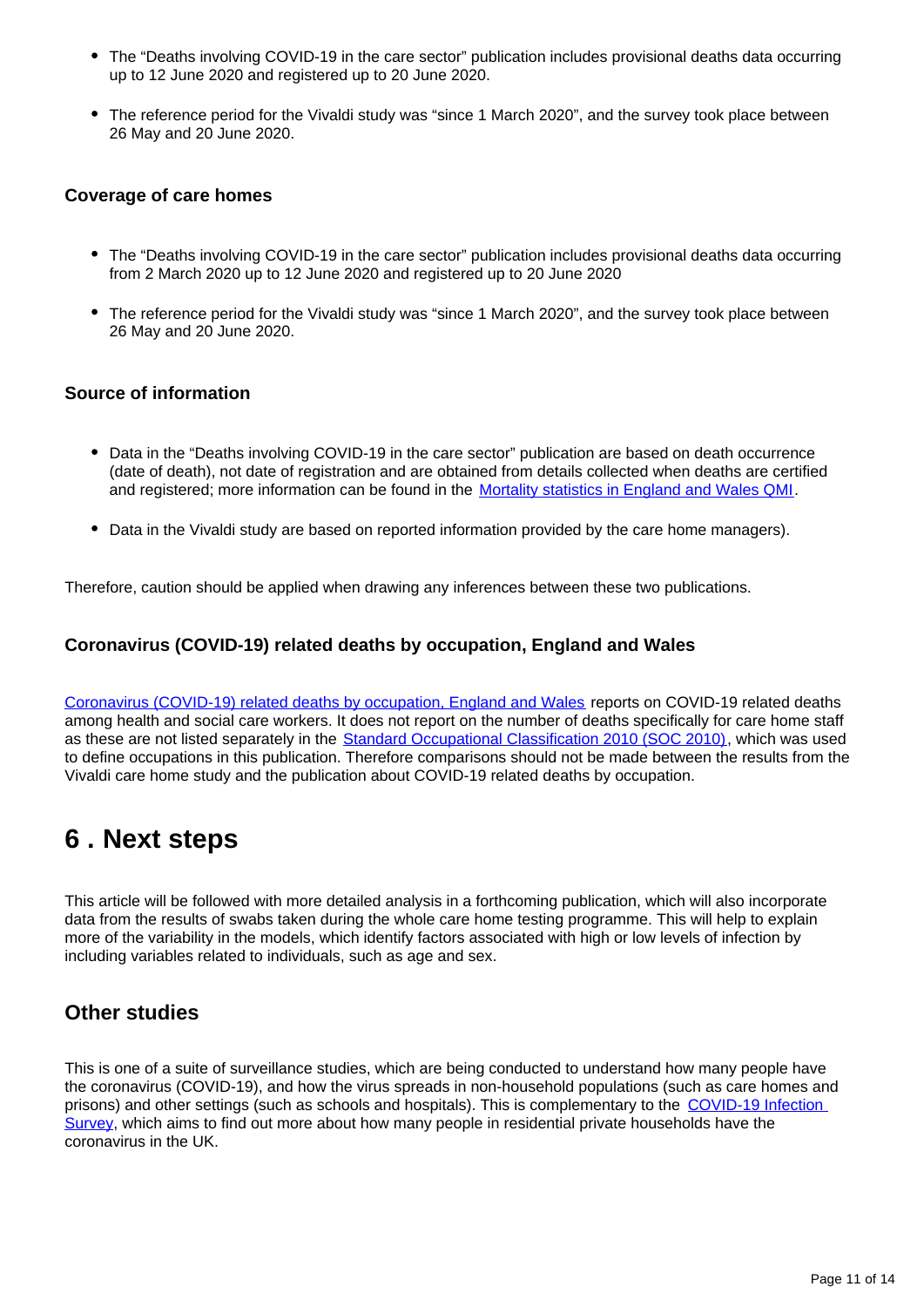- The "Deaths involving COVID-19 in the care sector" publication includes provisional deaths data occurring up to 12 June 2020 and registered up to 20 June 2020.
- The reference period for the Vivaldi study was "since 1 March 2020", and the survey took place between 26 May and 20 June 2020.

### Coverage of care homes

- The "Deaths involving COVID-19 in the care sector" publication includes provisional deaths data occurring from 2 March 2020 up to 12 June 2020 and registered up to 20 June 2020
- The reference period for the Vivaldi study was "since 1 March 2020", and the survey took place between 26 May and 20 June 2020.

### Source of information

- Data in the "Deaths involving COVID-19 in the care sector" publication are based on death occurrence (date of death), not date of registration and are obtained from details collected when deaths are certified and registered; more information can be found in the Mortality statistics in England and Wales QMI.
- Data in the Vivaldi study are based on reported information provided by the care home managers).

Therefore, caution should be applied when drawing any inferences between these two publications.

### Coronavirus (COVID-19) related deaths by occupation, England and Wales

Coronavirus (COVID-19) related deaths by occupation, England and Wales reports on COVID-19 related deaths among health and social care workers. It does not report on the number of deaths specifically for care home staff as these are not listed separately in the Standard Occupational Classification 2010 (SOC 2010), which was used to define occupations in this publication. Therefore comparisons should not be made between the results from the Vivaldi care home study and the publication about COVID-19 related deaths by occupation.

# 6 . Next steps

This article will be followed with more detailed analysis in a forthcoming publication, which will also incorporate data from the results of swabs taken during the whole care home testing programme. This will help to explain more of the variability in the models, which identify factors associated with high or low levels of infection by including variables related to individuals, such as age and sex.

## Other studies

This is one of a suite of surveillance studies, which are being conducted to understand how many people have the coronavirus (COVID-19), and how the virus spreads in non-household populations (such as care homes and prisons) and other settings (such as schools and hospitals). This is complementary to the COVID-19 Infection Survey, which aims to find out more about how many people in residential private households have the coronavirus in the UK.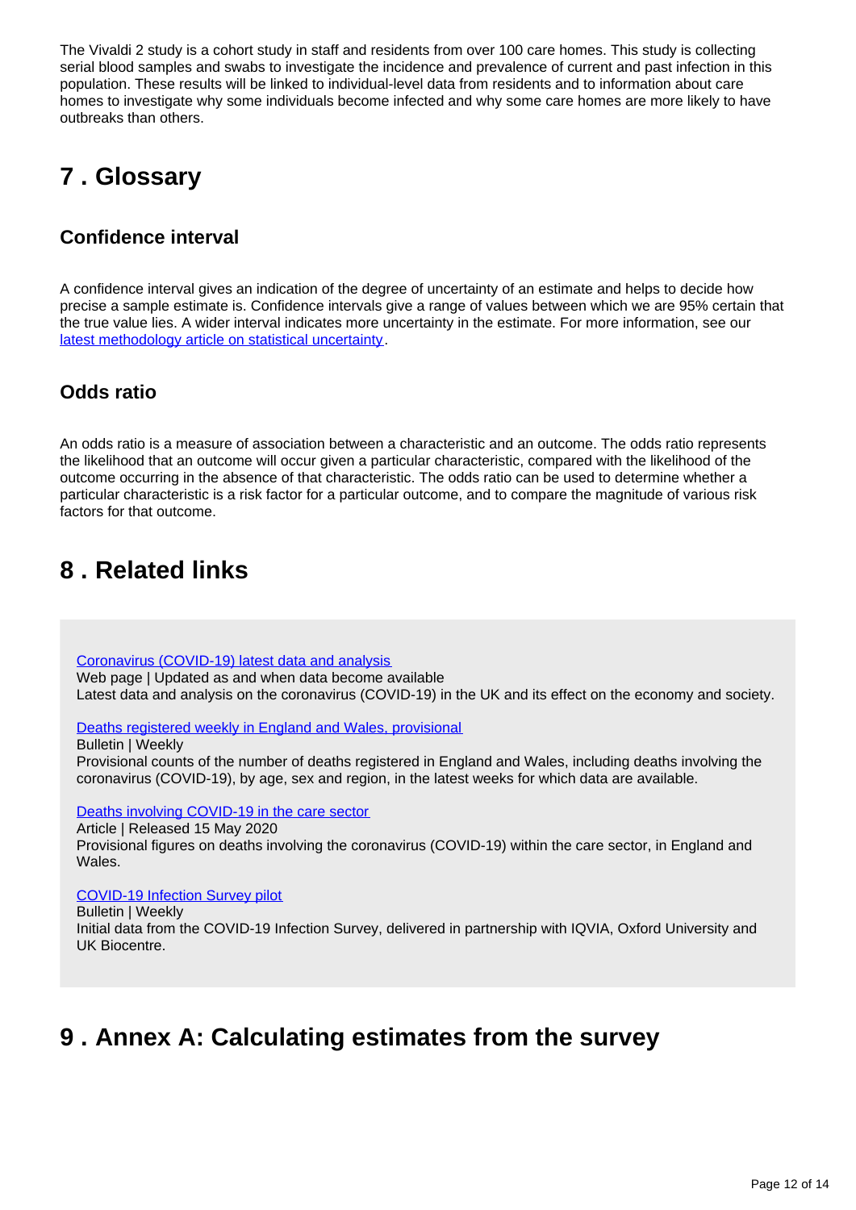The Vivaldi 2 study is a cohort study in staff and residents from over 100 care homes. This study is collecting serial blood samples and swabs to investigate the incidence and prevalence of current and past infection in this population. These results will be linked to individual-level data from residents and to information about care homes to investigate why some individuals become infected and why some care homes are more likely to have outbreaks than others.

## 7 . Glossary

### Confidence interval

A confidence interval gives an indication of the degree of uncertainty of an estimate and helps to decide how precise a sample estimate is. Confidence intervals give a range of values between which we are 95% certain that the true value lies. A wider interval indicates more uncertainty in the estimate. For more information, see our [latest methodology article on statistical uncertainty](#).

### Odds ratio

An odds ratio is a measure of association between a characteristic and an outcome. The odds ratio represents the likelihood that an outcome will occur given a particular characteristic, compared with the likelihood of the outcome occurring in the absence of that characteristic. The odds ratio can be used to determine whether a particular characteristic is a risk factor for a particular outcome, and to compare the magnitude of various risk factors for that outcome.

## 8 . Related links

[Coronavirus (COVID-19) latest data and analysis](#)
Web page | Updated as and when data become available
Latest data and analysis on the coronavirus (COVID-19) in the UK and its effect on the economy and society.

[Deaths registered weekly in England and Wales, provisional](#)
Bulletin | Weekly
Provisional counts of the number of deaths registered in England and Wales, including deaths involving the coronavirus (COVID-19), by age, sex and region, in the latest weeks for which data are available.

[Deaths involving COVID-19 in the care sector](#)
Article | Released 15 May 2020
Provisional figures on deaths involving the coronavirus (COVID-19) within the care sector, in England and Wales.

[COVID-19 Infection Survey pilot](#)
Bulletin | Weekly
Initial data from the COVID-19 Infection Survey, delivered in partnership with IQVIA, Oxford University and UK Biocentre.

## 9 . Annex A: Calculating estimates from the survey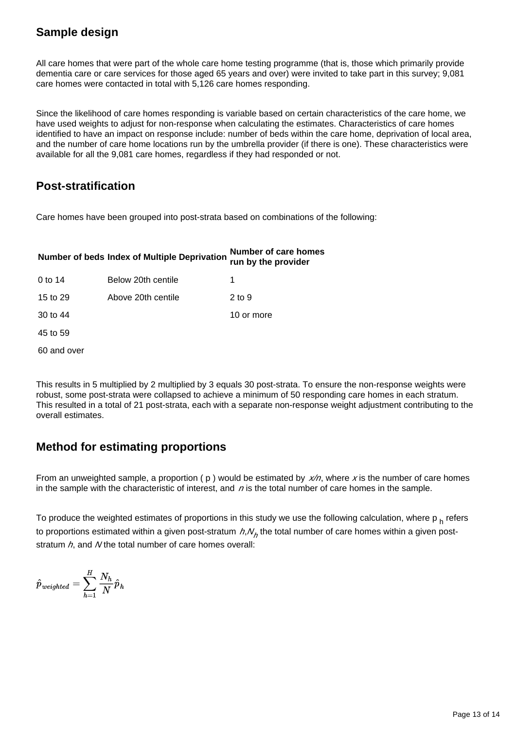## Sample design

All care homes that were part of the whole care home testing programme (that is, those which primarily provide dementia care or care services for those aged 65 years and over) were invited to take part in this survey; 9,081 care homes were contacted in total with 5,126 care homes responding.

Since the likelihood of care homes responding is variable based on certain characteristics of the care home, we have used weights to adjust for non-response when calculating the estimates. Characteristics of care homes identified to have an impact on response include: number of beds within the care home, deprivation of local area, and the number of care home locations run by the umbrella provider (if there is one). These characteristics were available for all the 9,081 care homes, regardless if they had responded or not.

## Post-stratification

Care homes have been grouped into post-strata based on combinations of the following:

| Number of beds | Index of Multiple Deprivation | Number of care homes run by the provider |
|---|---|---|
| 0 to 14 | Below 20th centile | 1 |
| 15 to 29 | Above 20th centile | 2 to 9 |
| 30 to 44 | | 10 or more |
| 45 to 59 | | |
| 60 and over | | |

This results in 5 multiplied by 2 multiplied by 3 equals 30 post-strata. To ensure the non-response weights were robust, some post-strata were collapsed to achieve a minimum of 50 responding care homes in each stratum. This resulted in a total of 21 post-strata, each with a separate non-response weight adjustment contributing to the overall estimates.

## Method for estimating proportions

From an unweighted sample, a proportion ( p ) would be estimated by $x/n$, where $x$ is the number of care homes in the sample with the characteristic of interest, and $n$ is the total number of care homes in the sample.

To produce the weighted estimates of proportions in this study we use the following calculation, where $p_h$ refers to proportions estimated within a given post-stratum $h$,$N_h$ the total number of care homes within a given post-stratum $h$, and $N$ the total number of care homes overall:

$$\hat{p}_{weighted} = \sum_{h=1}^{H} \frac{N_h}{N} \hat{p}_h$$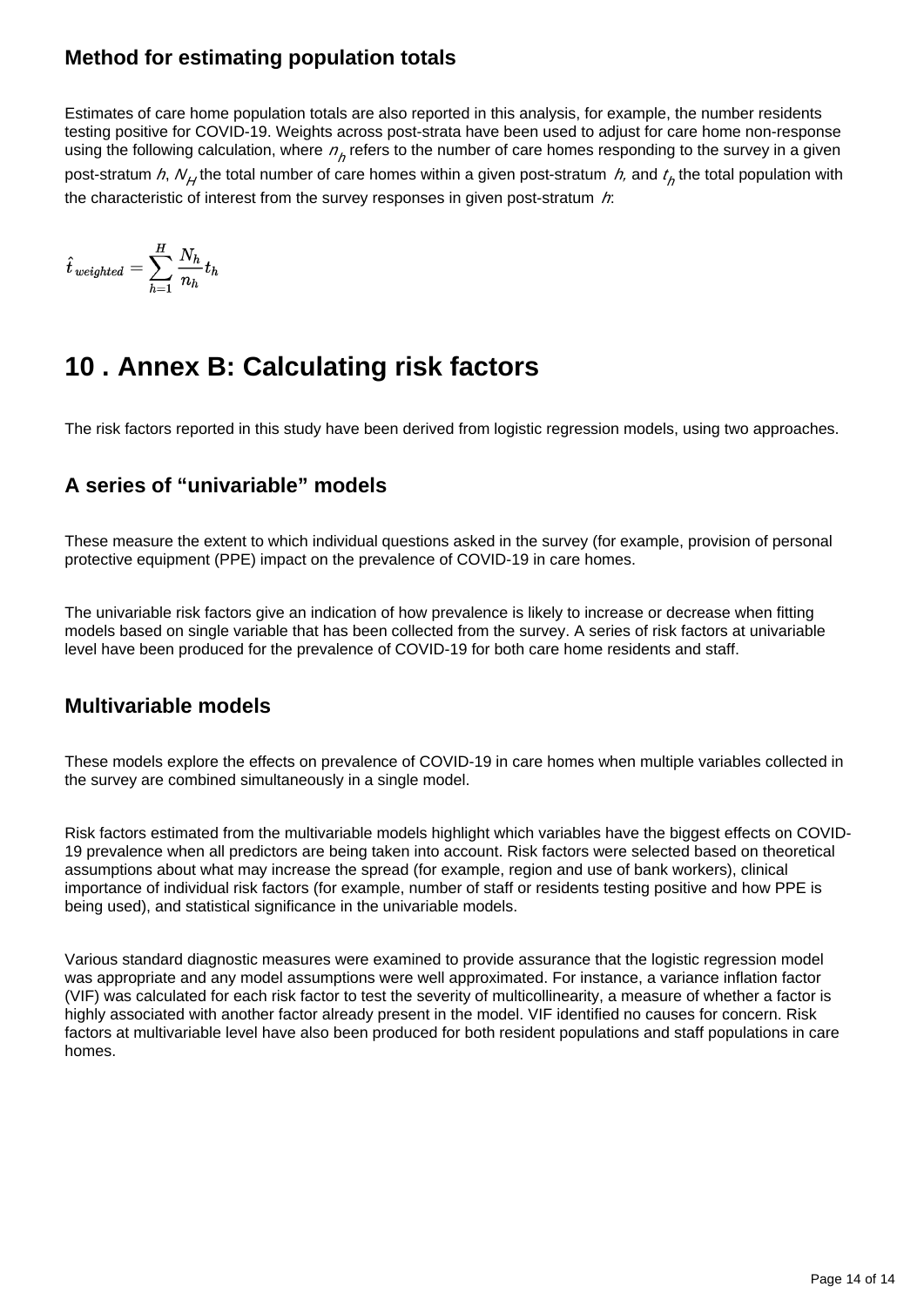### Method for estimating population totals

Estimates of care home population totals are also reported in this analysis, for example, the number residents testing positive for COVID-19. Weights across post-strata have been used to adjust for care home non-response using the following calculation, where $n_h$ refers to the number of care homes responding to the survey in a given post-stratum $h$, $N_H$ the total number of care homes within a given post-stratum $h$, and $t_h$ the total population with the characteristic of interest from the survey responses in given post-stratum $h$:

$$\hat{t}_{weighted} = \sum_{h=1}^{H} \frac{N_h}{n_h} t_h$$

## 10 . Annex B: Calculating risk factors

The risk factors reported in this study have been derived from logistic regression models, using two approaches.

### A series of "univariable" models

These measure the extent to which individual questions asked in the survey (for example, provision of personal protective equipment (PPE) impact on the prevalence of COVID-19 in care homes.

The univariable risk factors give an indication of how prevalence is likely to increase or decrease when fitting models based on single variable that has been collected from the survey. A series of risk factors at univariable level have been produced for the prevalence of COVID-19 for both care home residents and staff.

### Multivariable models

These models explore the effects on prevalence of COVID-19 in care homes when multiple variables collected in the survey are combined simultaneously in a single model.

Risk factors estimated from the multivariable models highlight which variables have the biggest effects on COVID-19 prevalence when all predictors are being taken into account. Risk factors were selected based on theoretical assumptions about what may increase the spread (for example, region and use of bank workers), clinical importance of individual risk factors (for example, number of staff or residents testing positive and how PPE is being used), and statistical significance in the univariable models.

Various standard diagnostic measures were examined to provide assurance that the logistic regression model was appropriate and any model assumptions were well approximated. For instance, a variance inflation factor (VIF) was calculated for each risk factor to test the severity of multicollinearity, a measure of whether a factor is highly associated with another factor already present in the model. VIF identified no causes for concern. Risk factors at multivariable level have also been produced for both resident populations and staff populations in care homes.